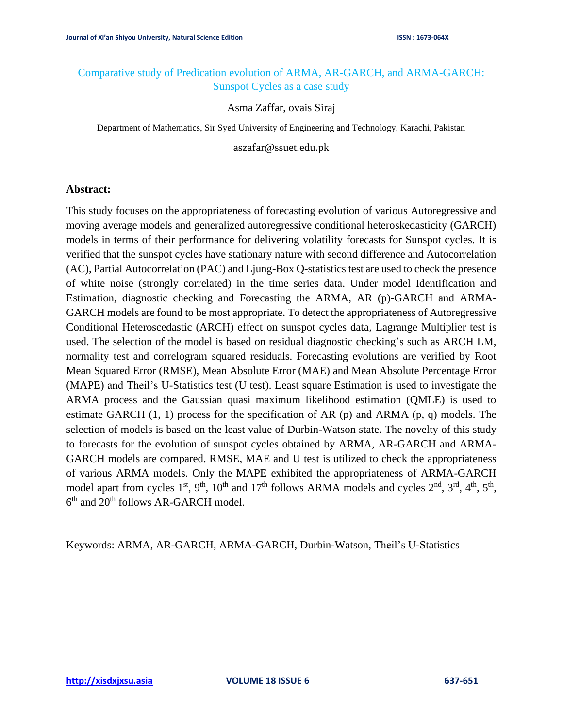# Comparative study of Predication evolution of ARMA, AR-GARCH, and ARMA-GARCH: Sunspot Cycles as a case study

Asma Zaffar, ovais Siraj

Department of Mathematics, Sir Syed University of Engineering and Technology, Karachi, Pakistan

aszafar@ssuet.edu.pk

## Abstract:

This study focuses on the appropriateness of forecasting evolution of various Autoregressive and moving average models and generalized autoregressive conditional heteroskedasticity (GARCH) models in terms of their performance for delivering volatility forecasts for Sunspot cycles. It is verified that the sunspot cycles have stationary nature with second difference and Autocorrelation (AC), Partial Autocorrelation (PAC) and Ljung-Box Q-statistics test are used to check the presence of white noise (strongly correlated) in the time series data. Under model Identification and Estimation, diagnostic checking and Forecasting the ARMA, AR (p)-GARCH and ARMA-GARCH models are found to be most appropriate. To detect the appropriateness of Autoregressive Conditional Heteroscedastic (ARCH) effect on sunspot cycles data, Lagrange Multiplier test is used. The selection of the model is based on residual diagnostic checking's such as ARCH LM, normality test and correlogram squared residuals. Forecasting evolutions are verified by Root Mean Squared Error (RMSE), Mean Absolute Error (MAE) and Mean Absolute Percentage Error (MAPE) and Theil's U-Statistics test (U test). Least square Estimation is used to investigate the ARMA process and the Gaussian quasi maximum likelihood estimation (QMLE) is used to estimate GARCH (1, 1) process for the specification of AR (p) and ARMA (p, q) models. The selection of models is based on the least value of Durbin-Watson state. The novelty of this study to forecasts for the evolution of sunspot cycles obtained by ARMA, AR-GARCH and ARMA-GARCH models are compared. RMSE, MAE and U test is utilized to check the appropriateness of various ARMA models. Only the MAPE exhibited the appropriateness of ARMA-GARCH model apart from cycles 1st, 9th, 10th and 17th follows ARMA models and cycles 2nd, 3rd, 4th, 5th, 6th and 20th follows AR-GARCH model.

Keywords: ARMA, AR-GARCH, ARMA-GARCH, Durbin-Watson, Theil's U-Statistics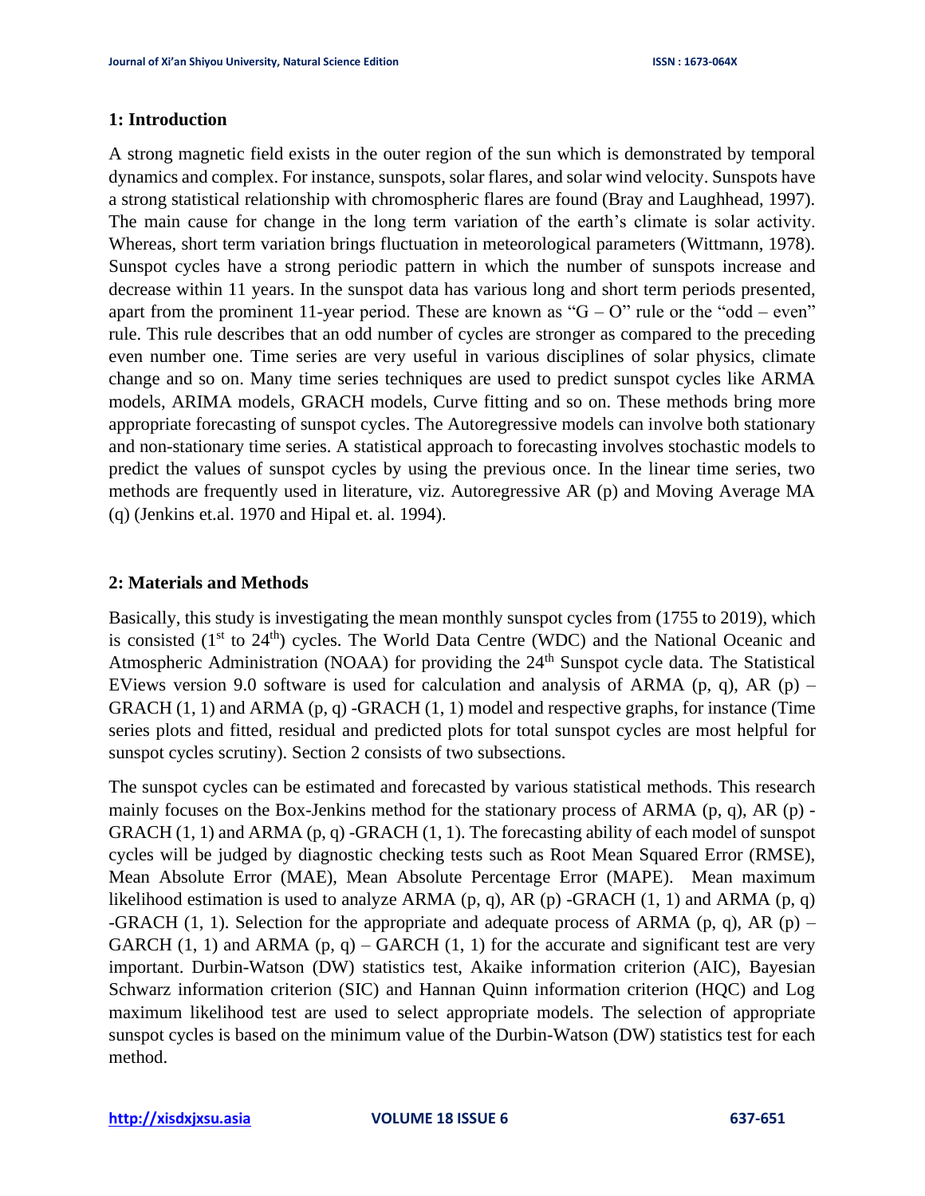## 1: Introduction

A strong magnetic field exists in the outer region of the sun which is demonstrated by temporal dynamics and complex. For instance, sunspots, solar flares, and solar wind velocity. Sunspots have a strong statistical relationship with chromospheric flares are found (Bray and Laughhead, 1997). The main cause for change in the long term variation of the earth's climate is solar activity. Whereas, short term variation brings fluctuation in meteorological parameters (Wittmann, 1978). Sunspot cycles have a strong periodic pattern in which the number of sunspots increase and decrease within 11 years. In the sunspot data has various long and short term periods presented, apart from the prominent 11-year period. These are known as "G – O" rule or the "odd – even" rule. This rule describes that an odd number of cycles are stronger as compared to the preceding even number one. Time series are very useful in various disciplines of solar physics, climate change and so on. Many time series techniques are used to predict sunspot cycles like ARMA models, ARIMA models, GRACH models, Curve fitting and so on. These methods bring more appropriate forecasting of sunspot cycles. The Autoregressive models can involve both stationary and non-stationary time series. A statistical approach to forecasting involves stochastic models to predict the values of sunspot cycles by using the previous once. In the linear time series, two methods are frequently used in literature, viz. Autoregressive AR (p) and Moving Average MA (q) (Jenkins et.al. 1970 and Hipal et. al. 1994).

## 2: Materials and Methods

Basically, this study is investigating the mean monthly sunspot cycles from (1755 to 2019), which is consisted (1st to 24th) cycles. The World Data Centre (WDC) and the National Oceanic and Atmospheric Administration (NOAA) for providing the 24th Sunspot cycle data. The Statistical EViews version 9.0 software is used for calculation and analysis of ARMA (p, q), AR (p) – GRACH (1, 1) and ARMA (p, q) -GRACH (1, 1) model and respective graphs, for instance (Time series plots and fitted, residual and predicted plots for total sunspot cycles are most helpful for sunspot cycles scrutiny). Section 2 consists of two subsections.

The sunspot cycles can be estimated and forecasted by various statistical methods. This research mainly focuses on the Box-Jenkins method for the stationary process of ARMA (p, q), AR (p) - GRACH (1, 1) and ARMA (p, q) -GRACH (1, 1). The forecasting ability of each model of sunspot cycles will be judged by diagnostic checking tests such as Root Mean Squared Error (RMSE), Mean Absolute Error (MAE), Mean Absolute Percentage Error (MAPE). Mean maximum likelihood estimation is used to analyze ARMA (p, q), AR (p) -GRACH (1, 1) and ARMA (p, q) -GRACH (1, 1). Selection for the appropriate and adequate process of ARMA (p, q), AR (p) – GARCH (1, 1) and ARMA (p, q) – GARCH (1, 1) for the accurate and significant test are very important. Durbin-Watson (DW) statistics test, Akaike information criterion (AIC), Bayesian Schwarz information criterion (SIC) and Hannan Quinn information criterion (HQC) and Log maximum likelihood test are used to select appropriate models. The selection of appropriate sunspot cycles is based on the minimum value of the Durbin-Watson (DW) statistics test for each method.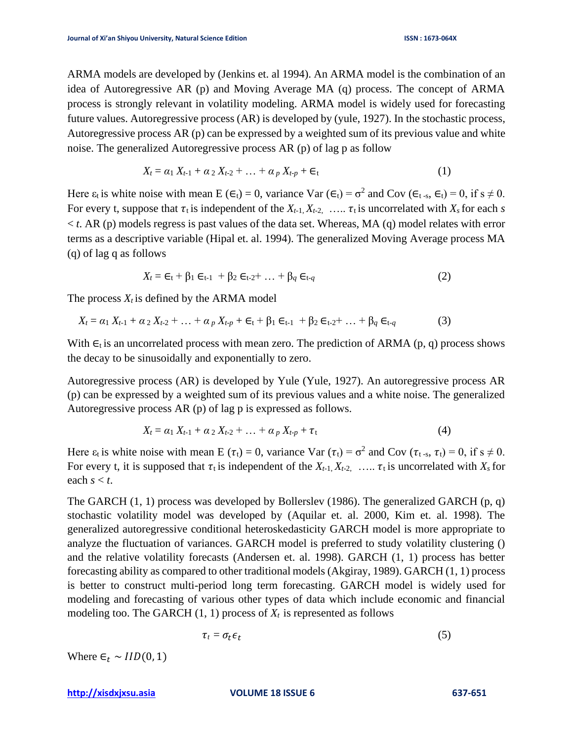ARMA models are developed by (Jenkins et. al 1994). An ARMA model is the combination of an idea of Autoregressive AR (p) and Moving Average MA (q) process. The concept of ARMA process is strongly relevant in volatility modeling. ARMA model is widely used for forecasting future values. Autoregressive process (AR) is developed by (yule, 1927). In the stochastic process, Autoregressive process AR (p) can be expressed by a weighted sum of its previous value and white noise. The generalized Autoregressive process AR (p) of lag p as follow

$$X_t = \alpha_1 X_{t-1} + \alpha_2 X_{t-2} + \ldots + \alpha_p X_{t-p} + \epsilon_t \tag{1}$$

Here $\varepsilon_t$ is white noise with mean $E(\epsilon_t) = 0$, variance $Var(\epsilon_t) = \sigma^2$ and $Cov(\epsilon_{t-s}, \epsilon_t) = 0$, if $s \neq 0$. For every t, suppose that $\tau_t$ is independent of the $X_{t-1}, X_{t-2}, \ldots$. $\tau_t$ is uncorrelated with $X_s$ for each $s < t$. AR (p) models regress is past values of the data set. Whereas, MA (q) model relates with error terms as a descriptive variable (Hipal et. al. 1994). The generalized Moving Average process MA (q) of lag q as follows

$$X_t = \epsilon_t + \beta_1 \epsilon_{t-1} + \beta_2 \epsilon_{t-2} + \ldots + \beta_q \epsilon_{t-q} \tag{2}$$

The process $X_t$ is defined by the ARMA model

$$X_t = \alpha_1 X_{t-1} + \alpha_2 X_{t-2} + \ldots + \alpha_p X_{t-p} + \epsilon_t + \beta_1 \epsilon_{t-1} + \beta_2 \epsilon_{t-2} + \ldots + \beta_q \epsilon_{t-q} \tag{3}$$

With $\epsilon_t$ is an uncorrelated process with mean zero. The prediction of ARMA (p, q) process shows the decay to be sinusoidally and exponentially to zero.

Autoregressive process (AR) is developed by Yule (Yule, 1927). An autoregressive process AR (p) can be expressed by a weighted sum of its previous values and a white noise. The generalized Autoregressive process AR (p) of lag p is expressed as follows.

$$X_t = \alpha_1 X_{t-1} + \alpha_2 X_{t-2} + \ldots + \alpha_p X_{t-p} + \tau_t \tag{4}$$

Here $\varepsilon_t$ is white noise with mean $E(\tau_t) = 0$, variance $Var(\tau_t) = \sigma^2$ and $Cov(\tau_{t-s}, \tau_t) = 0$, if $s \neq 0$. For every t, it is supposed that $\tau_t$ is independent of the $X_{t-1}, X_{t-2}, \ldots$. $\tau_t$ is uncorrelated with $X_s$ for each $s < t$.

The GARCH (1, 1) process was developed by Bollerslev (1986). The generalized GARCH (p, q) stochastic volatility model was developed by (Aquilar et. al. 2000, Kim et. al. 1998). The generalized autoregressive conditional heteroskedasticity GARCH model is more appropriate to analyze the fluctuation of variances. GARCH model is preferred to study volatility clustering () and the relative volatility forecasts (Andersen et. al. 1998). GARCH (1, 1) process has better forecasting ability as compared to other traditional models (Akgiray, 1989). GARCH (1, 1) process is better to construct multi-period long term forecasting. GARCH model is widely used for modeling and forecasting of various other types of data which include economic and financial modeling too. The GARCH (1, 1) process of $X_t$ is represented as follows

$$\tau_t = \sigma_t \epsilon_t \tag{5}$$

Where $\epsilon_t \sim IID(0, 1)$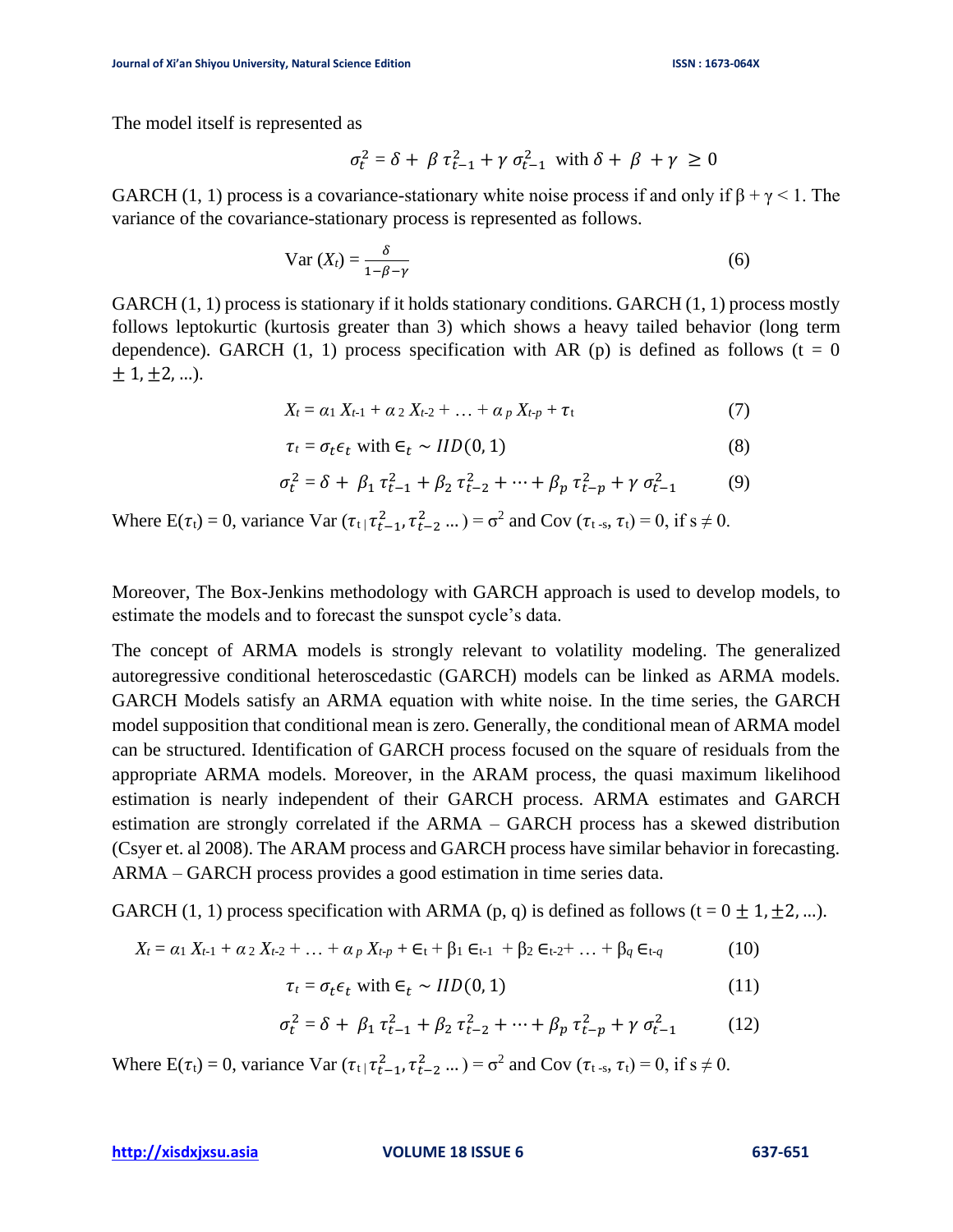The model itself is represented as

$$\sigma_t^2 = \delta + \beta \, \tau_{t-1}^2 + \gamma \, \sigma_{t-1}^2 \;\text{ with } \delta + \beta + \gamma \geq 0$$

GARCH (1, 1) process is a covariance-stationary white noise process if and only if $\beta + \gamma < 1$. The variance of the covariance-stationary process is represented as follows.

$$\text{Var}\,(X_t) = \frac{\delta}{1-\beta-\gamma} \tag{6}$$

GARCH (1, 1) process is stationary if it holds stationary conditions. GARCH (1, 1) process mostly follows leptokurtic (kurtosis greater than 3) which shows a heavy tailed behavior (long term dependence). GARCH (1, 1) process specification with AR (p) is defined as follows ($t = 0 \pm 1, \pm 2, \ldots$).

$$X_t = \alpha_1 X_{t-1} + \alpha_2 X_{t-2} + \ldots + \alpha_p X_{t-p} + \tau_t \tag{7}$$

$$\tau_t = \sigma_t \epsilon_t \text{ with } \in_t \sim IID(0, 1) \tag{8}$$

$$\sigma_t^2 = \delta + \beta_1 \tau_{t-1}^2 + \beta_2 \tau_{t-2}^2 + \cdots + \beta_p \tau_{t-p}^2 + \gamma \, \sigma_{t-1}^2 \tag{9}$$

Where $E(\tau_t) = 0$, variance $\text{Var}\,(\tau_t \,|\, \tau_{t-1}^2, \tau_{t-2}^2 \ldots) = \sigma^2$ and $\text{Cov}\,(\tau_{t-s}, \tau_t) = 0$, if $s \neq 0$.

Moreover, The Box-Jenkins methodology with GARCH approach is used to develop models, to estimate the models and to forecast the sunspot cycle's data.

The concept of ARMA models is strongly relevant to volatility modeling. The generalized autoregressive conditional heteroscedastic (GARCH) models can be linked as ARMA models. GARCH Models satisfy an ARMA equation with white noise. In the time series, the GARCH model supposition that conditional mean is zero. Generally, the conditional mean of ARMA model can be structured. Identification of GARCH process focused on the square of residuals from the appropriate ARMA models. Moreover, in the ARAM process, the quasi maximum likelihood estimation is nearly independent of their GARCH process. ARMA estimates and GARCH estimation are strongly correlated if the ARMA – GARCH process has a skewed distribution (Csyer et. al 2008). The ARAM process and GARCH process have similar behavior in forecasting. ARMA – GARCH process provides a good estimation in time series data.

GARCH (1, 1) process specification with ARMA (p, q) is defined as follows ($t = 0 \pm 1, \pm 2, \ldots$).

$$X_t = \alpha_1 X_{t-1} + \alpha_2 X_{t-2} + \ldots + \alpha_p X_{t-p} + \in_t + \beta_1 \in_{t-1} + \beta_2 \in_{t-2} + \ldots + \beta_q \in_{t-q} \tag{10}$$

$$\tau_t = \sigma_t \epsilon_t \text{ with } \in_t \sim IID(0, 1) \tag{11}$$

$$\sigma_t^2 = \delta + \beta_1 \tau_{t-1}^2 + \beta_2 \tau_{t-2}^2 + \cdots + \beta_p \tau_{t-p}^2 + \gamma \, \sigma_{t-1}^2 \tag{12}$$

Where $E(\tau_t) = 0$, variance $\text{Var}\,(\tau_t \,|\, \tau_{t-1}^2, \tau_{t-2}^2 \ldots) = \sigma^2$ and $\text{Cov}\,(\tau_{t-s}, \tau_t) = 0$, if $s \neq 0$.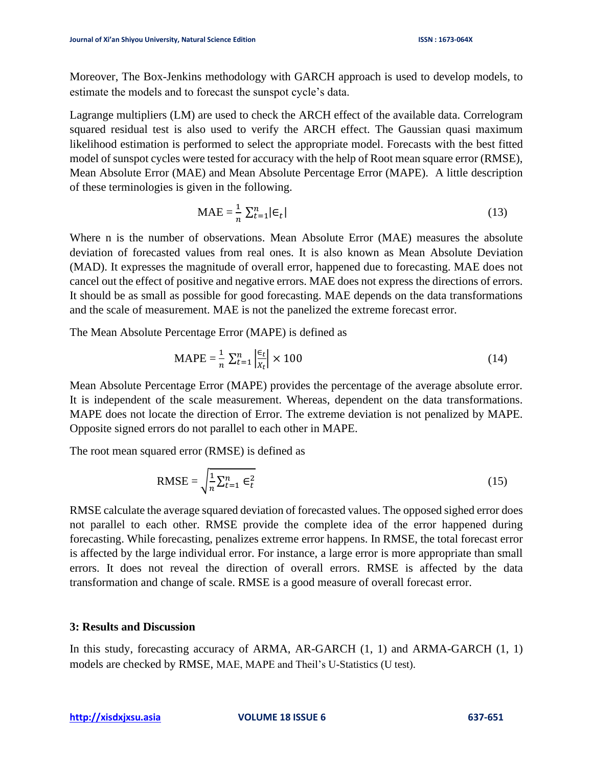Moreover, The Box-Jenkins methodology with GARCH approach is used to develop models, to estimate the models and to forecast the sunspot cycle's data.

Lagrange multipliers (LM) are used to check the ARCH effect of the available data. Correlogram squared residual test is also used to verify the ARCH effect. The Gaussian quasi maximum likelihood estimation is performed to select the appropriate model. Forecasts with the best fitted model of sunspot cycles were tested for accuracy with the help of Root mean square error (RMSE), Mean Absolute Error (MAE) and Mean Absolute Percentage Error (MAPE). A little description of these terminologies is given in the following.

$$\text{MAE} = \frac{1}{n} \sum_{t=1}^{n} |\epsilon_t| \tag{13}$$

Where n is the number of observations. Mean Absolute Error (MAE) measures the absolute deviation of forecasted values from real ones. It is also known as Mean Absolute Deviation (MAD). It expresses the magnitude of overall error, happened due to forecasting. MAE does not cancel out the effect of positive and negative errors. MAE does not express the directions of errors. It should be as small as possible for good forecasting. MAE depends on the data transformations and the scale of measurement. MAE is not the panelized the extreme forecast error.

The Mean Absolute Percentage Error (MAPE) is defined as

$$\text{MAPE} = \frac{1}{n} \sum_{t=1}^{n} \left| \frac{\epsilon_t}{x_t} \right| \times 100 \tag{14}$$

Mean Absolute Percentage Error (MAPE) provides the percentage of the average absolute error. It is independent of the scale measurement. Whereas, dependent on the data transformations. MAPE does not locate the direction of Error. The extreme deviation is not penalized by MAPE. Opposite signed errors do not parallel to each other in MAPE.

The root mean squared error (RMSE) is defined as

$$\text{RMSE} = \sqrt{\frac{1}{n} \sum_{t=1}^{n} \epsilon_t^2} \tag{15}$$

RMSE calculate the average squared deviation of forecasted values. The opposed sighed error does not parallel to each other. RMSE provide the complete idea of the error happened during forecasting. While forecasting, penalizes extreme error happens. In RMSE, the total forecast error is affected by the large individual error. For instance, a large error is more appropriate than small errors. It does not reveal the direction of overall errors. RMSE is affected by the data transformation and change of scale. RMSE is a good measure of overall forecast error.

## 3: Results and Discussion

In this study, forecasting accuracy of ARMA, AR-GARCH (1, 1) and ARMA-GARCH (1, 1) models are checked by RMSE, MAE, MAPE and Theil's U-Statistics (U test).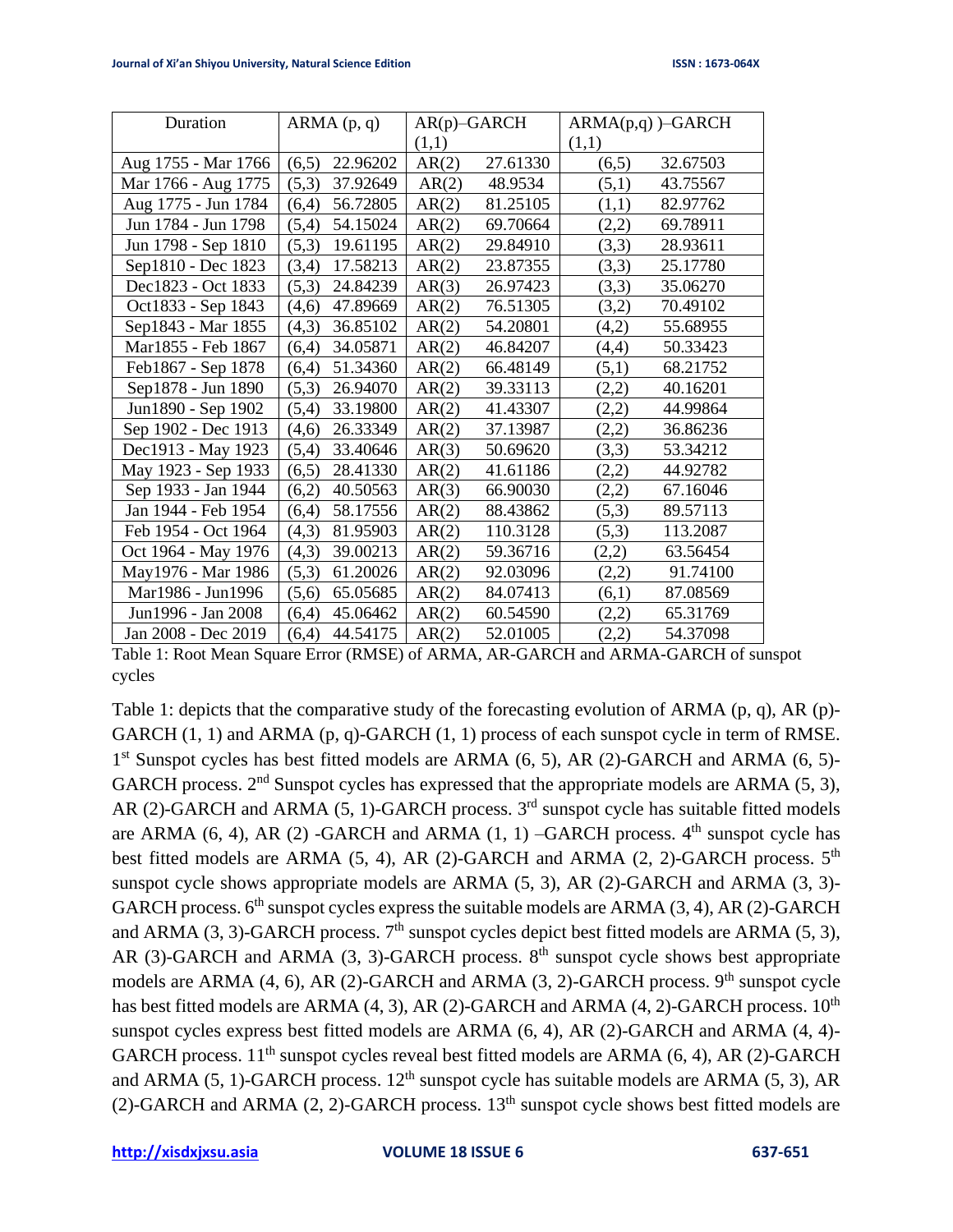| Duration | ARMA (p, q) | | AR(p)–GARCH (1,1) | | ARMA(p,q) )–GARCH (1,1) | |
|---|---|---|---|---|---|---|
| Aug 1755 - Mar 1766 | (6,5) | 22.96202 | AR(2) | 27.61330 | (6,5) | 32.67503 |
| Mar 1766 - Aug 1775 | (5,3) | 37.92649 | AR(2) | 48.9534 | (5,1) | 43.75567 |
| Aug 1775 - Jun 1784 | (6,4) | 56.72805 | AR(2) | 81.25105 | (1,1) | 82.97762 |
| Jun 1784 - Jun 1798 | (5,4) | 54.15024 | AR(2) | 69.70664 | (2,2) | 69.78911 |
| Jun 1798 - Sep 1810 | (5,3) | 19.61195 | AR(2) | 29.84910 | (3,3) | 28.93611 |
| Sep1810 - Dec 1823 | (3,4) | 17.58213 | AR(2) | 23.87355 | (3,3) | 25.17780 |
| Dec1823 - Oct 1833 | (5,3) | 24.84239 | AR(3) | 26.97423 | (3,3) | 35.06270 |
| Oct1833 - Sep 1843 | (4,6) | 47.89669 | AR(2) | 76.51305 | (3,2) | 70.49102 |
| Sep1843 - Mar 1855 | (4,3) | 36.85102 | AR(2) | 54.20801 | (4,2) | 55.68955 |
| Mar1855 - Feb 1867 | (6,4) | 34.05871 | AR(2) | 46.84207 | (4,4) | 50.33423 |
| Feb1867 - Sep 1878 | (6,4) | 51.34360 | AR(2) | 66.48149 | (5,1) | 68.21752 |
| Sep1878 - Jun 1890 | (5,3) | 26.94070 | AR(2) | 39.33113 | (2,2) | 40.16201 |
| Jun1890 - Sep 1902 | (5,4) | 33.19800 | AR(2) | 41.43307 | (2,2) | 44.99864 |
| Sep 1902 - Dec 1913 | (4,6) | 26.33349 | AR(2) | 37.13987 | (2,2) | 36.86236 |
| Dec1913 - May 1923 | (5,4) | 33.40646 | AR(3) | 50.69620 | (3,3) | 53.34212 |
| May 1923 - Sep 1933 | (6,5) | 28.41330 | AR(2) | 41.61186 | (2,2) | 44.92782 |
| Sep 1933 - Jan 1944 | (6,2) | 40.50563 | AR(3) | 66.90030 | (2,2) | 67.16046 |
| Jan 1944 - Feb 1954 | (6,4) | 58.17556 | AR(2) | 88.43862 | (5,3) | 89.57113 |
| Feb 1954 - Oct 1964 | (4,3) | 81.95903 | AR(2) | 110.3128 | (5,3) | 113.2087 |
| Oct 1964 - May 1976 | (4,3) | 39.00213 | AR(2) | 59.36716 | (2,2) | 63.56454 |
| May1976 - Mar 1986 | (5,3) | 61.20026 | AR(2) | 92.03096 | (2,2) | 91.74100 |
| Mar1986 - Jun1996 | (5,6) | 65.05685 | AR(2) | 84.07413 | (6,1) | 87.08569 |
| Jun1996 - Jan 2008 | (6,4) | 45.06462 | AR(2) | 60.54590 | (2,2) | 65.31769 |
| Jan 2008 - Dec 2019 | (6,4) | 44.54175 | AR(2) | 52.01005 | (2,2) | 54.37098 |

Table 1: Root Mean Square Error (RMSE) of ARMA, AR-GARCH and ARMA-GARCH of sunspot cycles

Table 1: depicts that the comparative study of the forecasting evolution of ARMA (p, q), AR (p)-GARCH (1, 1) and ARMA (p, q)-GARCH (1, 1) process of each sunspot cycle in term of RMSE. 1st Sunspot cycles has best fitted models are ARMA (6, 5), AR (2)-GARCH and ARMA (6, 5)-GARCH process. 2nd Sunspot cycles has expressed that the appropriate models are ARMA (5, 3), AR (2)-GARCH and ARMA (5, 1)-GARCH process. 3rd sunspot cycle has suitable fitted models are ARMA (6, 4), AR (2) -GARCH and ARMA (1, 1) –GARCH process. 4th sunspot cycle has best fitted models are ARMA (5, 4), AR (2)-GARCH and ARMA (2, 2)-GARCH process. 5th sunspot cycle shows appropriate models are ARMA (5, 3), AR (2)-GARCH and ARMA (3, 3)-GARCH process. 6th sunspot cycles express the suitable models are ARMA (3, 4), AR (2)-GARCH and ARMA (3, 3)-GARCH process. 7th sunspot cycles depict best fitted models are ARMA (5, 3), AR (3)-GARCH and ARMA (3, 3)-GARCH process. 8th sunspot cycle shows best appropriate models are ARMA (4, 6), AR (2)-GARCH and ARMA (3, 2)-GARCH process. 9th sunspot cycle has best fitted models are ARMA (4, 3), AR (2)-GARCH and ARMA (4, 2)-GARCH process. 10th sunspot cycles express best fitted models are ARMA (6, 4), AR (2)-GARCH and ARMA (4, 4)-GARCH process. 11th sunspot cycles reveal best fitted models are ARMA (6, 4), AR (2)-GARCH and ARMA (5, 1)-GARCH process. 12th sunspot cycle has suitable models are ARMA (5, 3), AR (2)-GARCH and ARMA (2, 2)-GARCH process. 13th sunspot cycle shows best fitted models are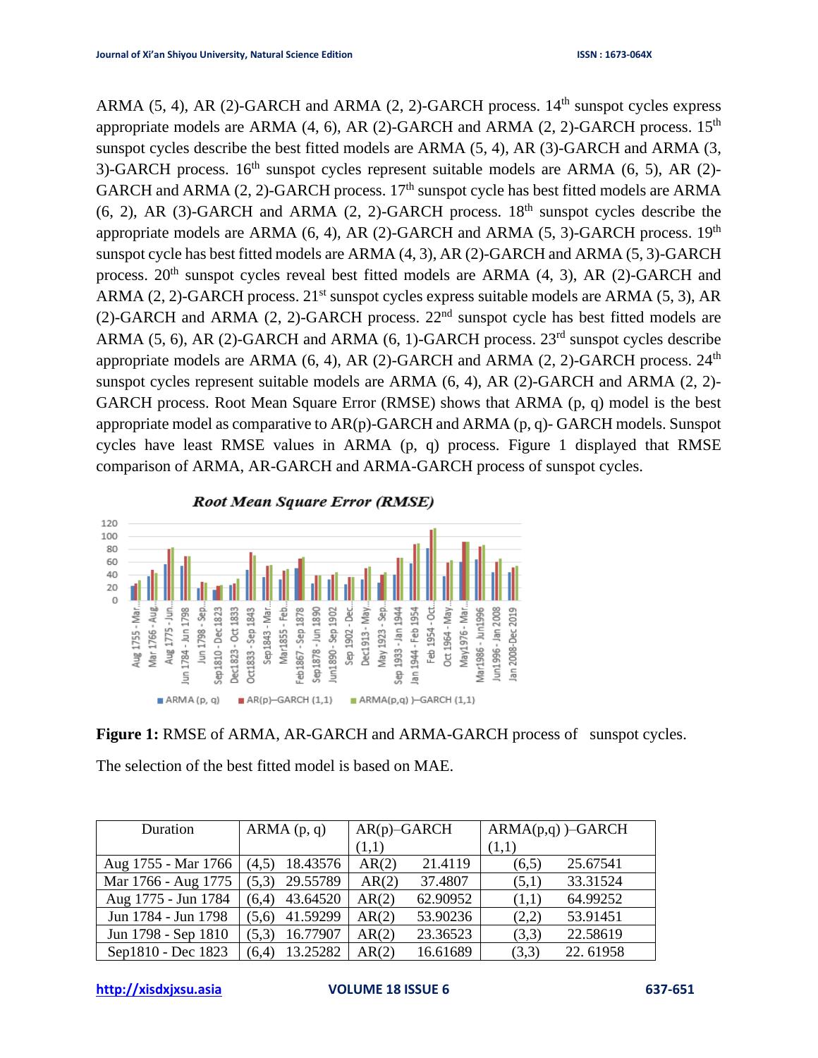ARMA (5, 4), AR (2)-GARCH and ARMA (2, 2)-GARCH process. 14th sunspot cycles express appropriate models are ARMA (4, 6), AR (2)-GARCH and ARMA (2, 2)-GARCH process. 15th sunspot cycles describe the best fitted models are ARMA (5, 4), AR (3)-GARCH and ARMA (3, 3)-GARCH process. 16th sunspot cycles represent suitable models are ARMA (6, 5), AR (2)-GARCH and ARMA (2, 2)-GARCH process. 17th sunspot cycle has best fitted models are ARMA (6, 2), AR (3)-GARCH and ARMA (2, 2)-GARCH process. 18th sunspot cycles describe the appropriate models are ARMA (6, 4), AR (2)-GARCH and ARMA (5, 3)-GARCH process. 19th sunspot cycle has best fitted models are ARMA (4, 3), AR (2)-GARCH and ARMA (5, 3)-GARCH process. 20th sunspot cycles reveal best fitted models are ARMA (4, 3), AR (2)-GARCH and ARMA (2, 2)-GARCH process. 21st sunspot cycles express suitable models are ARMA (5, 3), AR (2)-GARCH and ARMA (2, 2)-GARCH process. 22nd sunspot cycle has best fitted models are ARMA (5, 6), AR (2)-GARCH and ARMA (6, 1)-GARCH process. 23rd sunspot cycles describe appropriate models are ARMA (6, 4), AR (2)-GARCH and ARMA (2, 2)-GARCH process. 24th sunspot cycles represent suitable models are ARMA (6, 4), AR (2)-GARCH and ARMA (2, 2)-GARCH process. Root Mean Square Error (RMSE) shows that ARMA (p, q) model is the best appropriate model as comparative to AR(p)-GARCH and ARMA (p, q)- GARCH models. Sunspot cycles have least RMSE values in ARMA (p, q) process. Figure 1 displayed that RMSE comparison of ARMA, AR-GARCH and ARMA-GARCH process of sunspot cycles.

**Figure 1:** RMSE of ARMA, AR-GARCH and ARMA-GARCH process of sunspot cycles.

The selection of the best fitted model is based on MAE.

| Duration | ARMA (p, q) | | AR(p)–GARCH (1,1) | | ARMA(p,q) )–GARCH (1,1) | |
|---|---|---|---|---|---|---|
| Aug 1755 - Mar 1766 | (4,5) | 18.43576 | AR(2) | 21.4119 | (6,5) | 25.67541 |
| Mar 1766 - Aug 1775 | (5,3) | 29.55789 | AR(2) | 37.4807 | (5,1) | 33.31524 |
| Aug 1775 - Jun 1784 | (6,4) | 43.64520 | AR(2) | 62.90952 | (1,1) | 64.99252 |
| Jun 1784 - Jun 1798 | (5,6) | 41.59299 | AR(2) | 53.90236 | (2,2) | 53.91451 |
| Jun 1798 - Sep 1810 | (5,3) | 16.77907 | AR(2) | 23.36523 | (3,3) | 22.58619 |
| Sep1810 - Dec 1823 | (6,4) | 13.25282 | AR(2) | 16.61689 | (3,3) | 22. 61958 |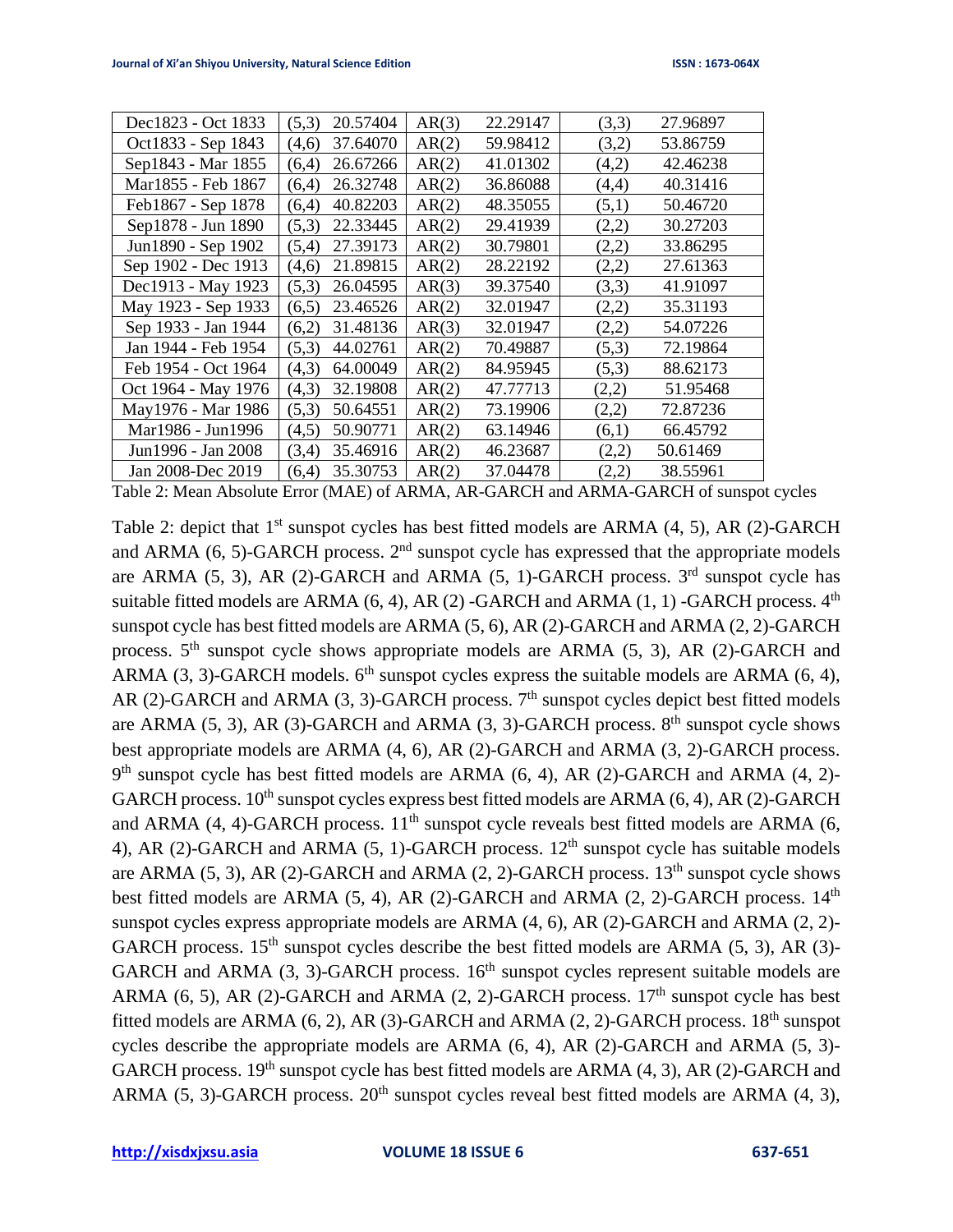| Dec1823 - Oct 1833 | (5,3) | 20.57404 | AR(3) | 22.29147 | (3,3) | 27.96897 |
|---|---|---|---|---|---|---|
| Oct1833 - Sep 1843 | (4,6) | 37.64070 | AR(2) | 59.98412 | (3,2) | 53.86759 |
| Sep1843 - Mar 1855 | (6,4) | 26.67266 | AR(2) | 41.01302 | (4,2) | 42.46238 |
| Mar1855 - Feb 1867 | (6,4) | 26.32748 | AR(2) | 36.86088 | (4,4) | 40.31416 |
| Feb1867 - Sep 1878 | (6,4) | 40.82203 | AR(2) | 48.35055 | (5,1) | 50.46720 |
| Sep1878 - Jun 1890 | (5,3) | 22.33445 | AR(2) | 29.41939 | (2,2) | 30.27203 |
| Jun1890 - Sep 1902 | (5,4) | 27.39173 | AR(2) | 30.79801 | (2,2) | 33.86295 |
| Sep 1902 - Dec 1913 | (4,6) | 21.89815 | AR(2) | 28.22192 | (2,2) | 27.61363 |
| Dec1913 - May 1923 | (5,3) | 26.04595 | AR(3) | 39.37540 | (3,3) | 41.91097 |
| May 1923 - Sep 1933 | (6,5) | 23.46526 | AR(2) | 32.01947 | (2,2) | 35.31193 |
| Sep 1933 - Jan 1944 | (6,2) | 31.48136 | AR(3) | 32.01947 | (2,2) | 54.07226 |
| Jan 1944 - Feb 1954 | (5,3) | 44.02761 | AR(2) | 70.49887 | (5,3) | 72.19864 |
| Feb 1954 - Oct 1964 | (4,3) | 64.00049 | AR(2) | 84.95945 | (5,3) | 88.62173 |
| Oct 1964 - May 1976 | (4,3) | 32.19808 | AR(2) | 47.77713 | (2,2) | 51.95468 |
| May1976 - Mar 1986 | (5,3) | 50.64551 | AR(2) | 73.19906 | (2,2) | 72.87236 |
| Mar1986 - Jun1996 | (4,5) | 50.90771 | AR(2) | 63.14946 | (6,1) | 66.45792 |
| Jun1996 - Jan 2008 | (3,4) | 35.46916 | AR(2) | 46.23687 | (2,2) | 50.61469 |
| Jan 2008-Dec 2019 | (6,4) | 35.30753 | AR(2) | 37.04478 | (2,2) | 38.55961 |

Table 2: Mean Absolute Error (MAE) of ARMA, AR-GARCH and ARMA-GARCH of sunspot cycles

Table 2: depict that 1st sunspot cycles has best fitted models are ARMA (4, 5), AR (2)-GARCH and ARMA (6, 5)-GARCH process. 2nd sunspot cycle has expressed that the appropriate models are ARMA (5, 3), AR (2)-GARCH and ARMA (5, 1)-GARCH process. 3rd sunspot cycle has suitable fitted models are ARMA (6, 4), AR (2) -GARCH and ARMA (1, 1) -GARCH process. 4th sunspot cycle has best fitted models are ARMA (5, 6), AR (2)-GARCH and ARMA (2, 2)-GARCH process. 5th sunspot cycle shows appropriate models are ARMA (5, 3), AR (2)-GARCH and ARMA (3, 3)-GARCH models. 6th sunspot cycles express the suitable models are ARMA (6, 4), AR (2)-GARCH and ARMA (3, 3)-GARCH process. 7th sunspot cycles depict best fitted models are ARMA (5, 3), AR (3)-GARCH and ARMA (3, 3)-GARCH process. 8th sunspot cycle shows best appropriate models are ARMA (4, 6), AR (2)-GARCH and ARMA (3, 2)-GARCH process. 9th sunspot cycle has best fitted models are ARMA (6, 4), AR (2)-GARCH and ARMA (4, 2)-GARCH process. 10th sunspot cycles express best fitted models are ARMA (6, 4), AR (2)-GARCH and ARMA (4, 4)-GARCH process. 11th sunspot cycle reveals best fitted models are ARMA (6, 4), AR (2)-GARCH and ARMA (5, 1)-GARCH process. 12th sunspot cycle has suitable models are ARMA (5, 3), AR (2)-GARCH and ARMA (2, 2)-GARCH process. 13th sunspot cycle shows best fitted models are ARMA (5, 4), AR (2)-GARCH and ARMA (2, 2)-GARCH process. 14th sunspot cycles express appropriate models are ARMA (4, 6), AR (2)-GARCH and ARMA (2, 2)-GARCH process. 15th sunspot cycles describe the best fitted models are ARMA (5, 3), AR (3)-GARCH and ARMA (3, 3)-GARCH process. 16th sunspot cycles represent suitable models are ARMA (6, 5), AR (2)-GARCH and ARMA (2, 2)-GARCH process. 17th sunspot cycle has best fitted models are ARMA (6, 2), AR (3)-GARCH and ARMA (2, 2)-GARCH process. 18th sunspot cycles describe the appropriate models are ARMA (6, 4), AR (2)-GARCH and ARMA (5, 3)-GARCH process. 19th sunspot cycle has best fitted models are ARMA (4, 3), AR (2)-GARCH and ARMA (5, 3)-GARCH process. 20th sunspot cycles reveal best fitted models are ARMA (4, 3),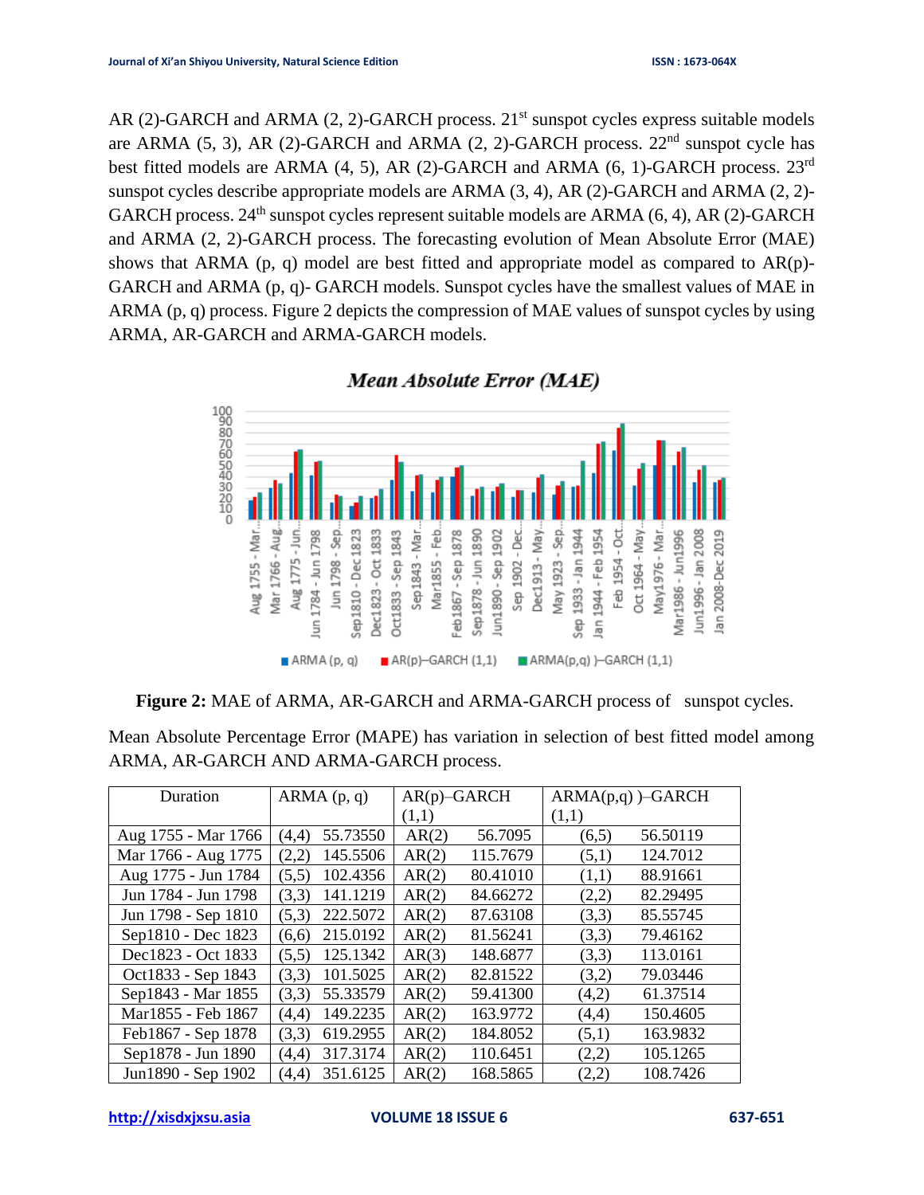AR (2)-GARCH and ARMA (2, 2)-GARCH process. 21st sunspot cycles express suitable models are ARMA (5, 3), AR (2)-GARCH and ARMA (2, 2)-GARCH process. 22nd sunspot cycle has best fitted models are ARMA (4, 5), AR (2)-GARCH and ARMA (6, 1)-GARCH process. 23rd sunspot cycles describe appropriate models are ARMA (3, 4), AR (2)-GARCH and ARMA (2, 2)-GARCH process. 24th sunspot cycles represent suitable models are ARMA (6, 4), AR (2)-GARCH and ARMA (2, 2)-GARCH process. The forecasting evolution of Mean Absolute Error (MAE) shows that ARMA (p, q) model are best fitted and appropriate model as compared to AR(p)-GARCH and ARMA (p, q)- GARCH models. Sunspot cycles have the smallest values of MAE in ARMA (p, q) process. Figure 2 depicts the compression of MAE values of sunspot cycles by using ARMA, AR-GARCH and ARMA-GARCH models.

**Figure 2:** MAE of ARMA, AR-GARCH and ARMA-GARCH process of sunspot cycles.

Mean Absolute Percentage Error (MAPE) has variation in selection of best fitted model among ARMA, AR-GARCH AND ARMA-GARCH process.

| Duration | ARMA (p, q) | | AR(p)–GARCH (1,1) | | ARMA(p,q) )–GARCH (1,1) | |
|---|---|---|---|---|---|---|
| Aug 1755 - Mar 1766 | (4,4) | 55.73550 | AR(2) | 56.7095 | (6,5) | 56.50119 |
| Mar 1766 - Aug 1775 | (2,2) | 145.5506 | AR(2) | 115.7679 | (5,1) | 124.7012 |
| Aug 1775 - Jun 1784 | (5,5) | 102.4356 | AR(2) | 80.41010 | (1,1) | 88.91661 |
| Jun 1784 - Jun 1798 | (3,3) | 141.1219 | AR(2) | 84.66272 | (2,2) | 82.29495 |
| Jun 1798 - Sep 1810 | (5,3) | 222.5072 | AR(2) | 87.63108 | (3,3) | 85.55745 |
| Sep1810 - Dec 1823 | (6,6) | 215.0192 | AR(2) | 81.56241 | (3,3) | 79.46162 |
| Dec1823 - Oct 1833 | (5,5) | 125.1342 | AR(3) | 148.6877 | (3,3) | 113.0161 |
| Oct1833 - Sep 1843 | (3,3) | 101.5025 | AR(2) | 82.81522 | (3,2) | 79.03446 |
| Sep1843 - Mar 1855 | (3,3) | 55.33579 | AR(2) | 59.41300 | (4,2) | 61.37514 |
| Mar1855 - Feb 1867 | (4,4) | 149.2235 | AR(2) | 163.9772 | (4,4) | 150.4605 |
| Feb1867 - Sep 1878 | (3,3) | 619.2955 | AR(2) | 184.8052 | (5,1) | 163.9832 |
| Sep1878 - Jun 1890 | (4,4) | 317.3174 | AR(2) | 110.6451 | (2,2) | 105.1265 |
| Jun1890 - Sep 1902 | (4,4) | 351.6125 | AR(2) | 168.5865 | (2,2) | 108.7426 |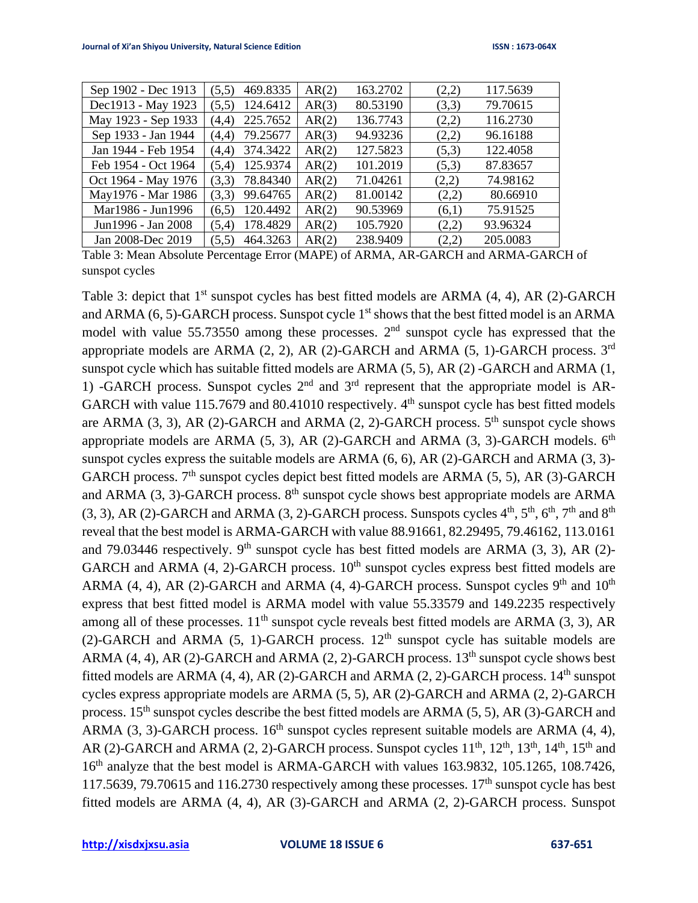| | | | | | | |
|---|---|---|---|---|---|---|
| Sep 1902 - Dec 1913 | (5,5) | 469.8335 | AR(2) | 163.2702 | (2,2) | 117.5639 |
| Dec1913 - May 1923 | (5,5) | 124.6412 | AR(3) | 80.53190 | (3,3) | 79.70615 |
| May 1923 - Sep 1933 | (4,4) | 225.7652 | AR(2) | 136.7743 | (2,2) | 116.2730 |
| Sep 1933 - Jan 1944 | (4,4) | 79.25677 | AR(3) | 94.93236 | (2,2) | 96.16188 |
| Jan 1944 - Feb 1954 | (4,4) | 374.3422 | AR(2) | 127.5823 | (5,3) | 122.4058 |
| Feb 1954 - Oct 1964 | (5,4) | 125.9374 | AR(2) | 101.2019 | (5,3) | 87.83657 |
| Oct 1964 - May 1976 | (3,3) | 78.84340 | AR(2) | 71.04261 | (2,2) | 74.98162 |
| May1976 - Mar 1986 | (3,3) | 99.64765 | AR(2) | 81.00142 | (2,2) | 80.66910 |
| Mar1986 - Jun1996 | (6,5) | 120.4492 | AR(2) | 90.53969 | (6,1) | 75.91525 |
| Jun1996 - Jan 2008 | (5,4) | 178.4829 | AR(2) | 105.7920 | (2,2) | 93.96324 |
| Jan 2008-Dec 2019 | (5,5) | 464.3263 | AR(2) | 238.9409 | (2,2) | 205.0083 |

Table 3: Mean Absolute Percentage Error (MAPE) of ARMA, AR-GARCH and ARMA-GARCH of sunspot cycles

Table 3: depict that 1st sunspot cycles has best fitted models are ARMA (4, 4), AR (2)-GARCH and ARMA (6, 5)-GARCH process. Sunspot cycle 1st shows that the best fitted model is an ARMA model with value 55.73550 among these processes. 2nd sunspot cycle has expressed that the appropriate models are ARMA (2, 2), AR (2)-GARCH and ARMA (5, 1)-GARCH process. 3rd sunspot cycle which has suitable fitted models are ARMA (5, 5), AR (2) -GARCH and ARMA (1, 1) -GARCH process. Sunspot cycles 2nd and 3rd represent that the appropriate model is AR-GARCH with value 115.7679 and 80.41010 respectively. 4th sunspot cycle has best fitted models are ARMA (3, 3), AR (2)-GARCH and ARMA (2, 2)-GARCH process. 5th sunspot cycle shows appropriate models are ARMA (5, 3), AR (2)-GARCH and ARMA (3, 3)-GARCH models. 6th sunspot cycles express the suitable models are ARMA (6, 6), AR (2)-GARCH and ARMA (3, 3)-GARCH process. 7th sunspot cycles depict best fitted models are ARMA (5, 5), AR (3)-GARCH and ARMA (3, 3)-GARCH process. 8th sunspot cycle shows best appropriate models are ARMA (3, 3), AR (2)-GARCH and ARMA (3, 2)-GARCH process. Sunspots cycles 4th, 5th, 6th, 7th and 8th reveal that the best model is ARMA-GARCH with value 88.91661, 82.29495, 79.46162, 113.0161 and 79.03446 respectively. 9th sunspot cycle has best fitted models are ARMA (3, 3), AR (2)-GARCH and ARMA (4, 2)-GARCH process. 10th sunspot cycles express best fitted models are ARMA (4, 4), AR (2)-GARCH and ARMA (4, 4)-GARCH process. Sunspot cycles 9th and 10th express that best fitted model is ARMA model with value 55.33579 and 149.2235 respectively among all of these processes. 11th sunspot cycle reveals best fitted models are ARMA (3, 3), AR (2)-GARCH and ARMA (5, 1)-GARCH process. 12th sunspot cycle has suitable models are ARMA (4, 4), AR (2)-GARCH and ARMA (2, 2)-GARCH process. 13th sunspot cycle shows best fitted models are ARMA (4, 4), AR (2)-GARCH and ARMA (2, 2)-GARCH process. 14th sunspot cycles express appropriate models are ARMA (5, 5), AR (2)-GARCH and ARMA (2, 2)-GARCH process. 15th sunspot cycles describe the best fitted models are ARMA (5, 5), AR (3)-GARCH and ARMA (3, 3)-GARCH process. 16th sunspot cycles represent suitable models are ARMA (4, 4), AR (2)-GARCH and ARMA (2, 2)-GARCH process. Sunspot cycles 11th, 12th, 13th, 14th, 15th and 16th analyze that the best model is ARMA-GARCH with values 163.9832, 105.1265, 108.7426, 117.5639, 79.70615 and 116.2730 respectively among these processes. 17th sunspot cycle has best fitted models are ARMA (4, 4), AR (3)-GARCH and ARMA (2, 2)-GARCH process. Sunspot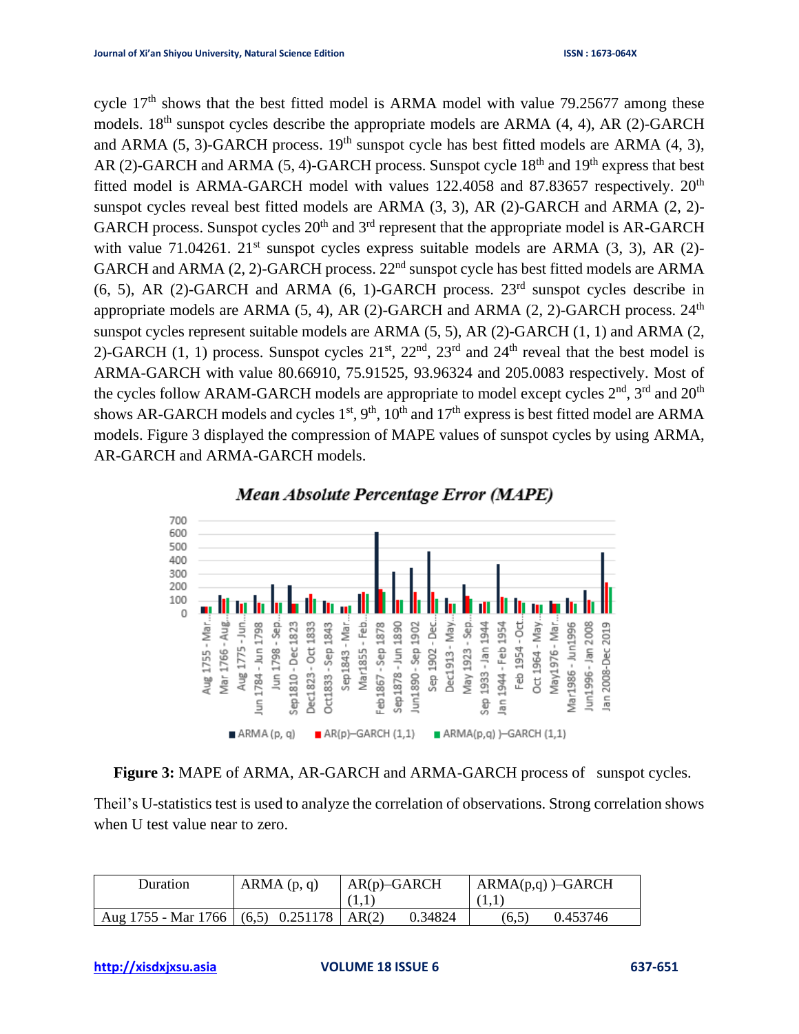cycle 17th shows that the best fitted model is ARMA model with value 79.25677 among these models. 18th sunspot cycles describe the appropriate models are ARMA (4, 4), AR (2)-GARCH and ARMA (5, 3)-GARCH process. 19th sunspot cycle has best fitted models are ARMA (4, 3), AR (2)-GARCH and ARMA (5, 4)-GARCH process. Sunspot cycle 18th and 19th express that best fitted model is ARMA-GARCH model with values 122.4058 and 87.83657 respectively. 20th sunspot cycles reveal best fitted models are ARMA (3, 3), AR (2)-GARCH and ARMA (2, 2)-GARCH process. Sunspot cycles 20th and 3rd represent that the appropriate model is AR-GARCH with value 71.04261. 21st sunspot cycles express suitable models are ARMA (3, 3), AR (2)-GARCH and ARMA (2, 2)-GARCH process. 22nd sunspot cycle has best fitted models are ARMA (6, 5), AR (2)-GARCH and ARMA (6, 1)-GARCH process. 23rd sunspot cycles describe in appropriate models are ARMA (5, 4), AR (2)-GARCH and ARMA (2, 2)-GARCH process. 24th sunspot cycles represent suitable models are ARMA (5, 5), AR (2)-GARCH (1, 1) and ARMA (2, 2)-GARCH (1, 1) process. Sunspot cycles 21st, 22nd, 23rd and 24th reveal that the best model is ARMA-GARCH with value 80.66910, 75.91525, 93.96324 and 205.0083 respectively. Most of the cycles follow ARAM-GARCH models are appropriate to model except cycles 2nd, 3rd and 20th shows AR-GARCH models and cycles 1st, 9th, 10th and 17th express is best fitted model are ARMA models. Figure 3 displayed the compression of MAPE values of sunspot cycles by using ARMA, AR-GARCH and ARMA-GARCH models.

**Figure 3:** MAPE of ARMA, AR-GARCH and ARMA-GARCH process of sunspot cycles.

Theil's U-statistics test is used to analyze the correlation of observations. Strong correlation shows when U test value near to zero.

| Duration | ARMA (p, q) | AR(p)–GARCH (1,1) | ARMA(p,q) )–GARCH (1,1) |
|---|---|---|---|
| Aug 1755 - Mar 1766 | (6,5) 0.251178 | AR(2) 0.34824 | (6,5) 0.453746 |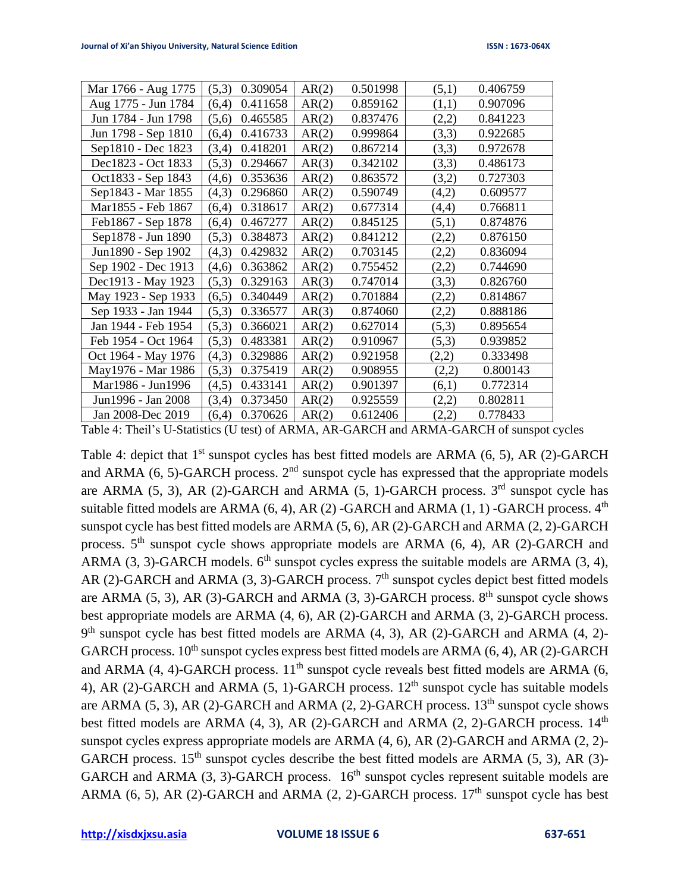| Mar 1766 - Aug 1775 | (5,3) | 0.309054 | AR(2) | 0.501998 | (5,1) | 0.406759 |
|---|---|---|---|---|---|---|
| Aug 1775 - Jun 1784 | (6,4) | 0.411658 | AR(2) | 0.859162 | (1,1) | 0.907096 |
| Jun 1784 - Jun 1798 | (5,6) | 0.465585 | AR(2) | 0.837476 | (2,2) | 0.841223 |
| Jun 1798 - Sep 1810 | (6,4) | 0.416733 | AR(2) | 0.999864 | (3,3) | 0.922685 |
| Sep1810 - Dec 1823 | (3,4) | 0.418201 | AR(2) | 0.867214 | (3,3) | 0.972678 |
| Dec1823 - Oct 1833 | (5,3) | 0.294667 | AR(3) | 0.342102 | (3,3) | 0.486173 |
| Oct1833 - Sep 1843 | (4,6) | 0.353636 | AR(2) | 0.863572 | (3,2) | 0.727303 |
| Sep1843 - Mar 1855 | (4,3) | 0.296860 | AR(2) | 0.590749 | (4,2) | 0.609577 |
| Mar1855 - Feb 1867 | (6,4) | 0.318617 | AR(2) | 0.677314 | (4,4) | 0.766811 |
| Feb1867 - Sep 1878 | (6,4) | 0.467277 | AR(2) | 0.845125 | (5,1) | 0.874876 |
| Sep1878 - Jun 1890 | (5,3) | 0.384873 | AR(2) | 0.841212 | (2,2) | 0.876150 |
| Jun1890 - Sep 1902 | (4,3) | 0.429832 | AR(2) | 0.703145 | (2,2) | 0.836094 |
| Sep 1902 - Dec 1913 | (4,6) | 0.363862 | AR(2) | 0.755452 | (2,2) | 0.744690 |
| Dec1913 - May 1923 | (5,3) | 0.329163 | AR(3) | 0.747014 | (3,3) | 0.826760 |
| May 1923 - Sep 1933 | (6,5) | 0.340449 | AR(2) | 0.701884 | (2,2) | 0.814867 |
| Sep 1933 - Jan 1944 | (5,3) | 0.336577 | AR(3) | 0.874060 | (2,2) | 0.888186 |
| Jan 1944 - Feb 1954 | (5,3) | 0.366021 | AR(2) | 0.627014 | (5,3) | 0.895654 |
| Feb 1954 - Oct 1964 | (5,3) | 0.483381 | AR(2) | 0.910967 | (5,3) | 0.939852 |
| Oct 1964 - May 1976 | (4,3) | 0.329886 | AR(2) | 0.921958 | (2,2) | 0.333498 |
| May1976 - Mar 1986 | (5,3) | 0.375419 | AR(2) | 0.908955 | (2,2) | 0.800143 |
| Mar1986 - Jun1996 | (4,5) | 0.433141 | AR(2) | 0.901397 | (6,1) | 0.772314 |
| Jun1996 - Jan 2008 | (3,4) | 0.373450 | AR(2) | 0.925559 | (2,2) | 0.802811 |
| Jan 2008-Dec 2019 | (6,4) | 0.370626 | AR(2) | 0.612406 | (2,2) | 0.778433 |

Table 4: Theil's U-Statistics (U test) of ARMA, AR-GARCH and ARMA-GARCH of sunspot cycles

Table 4: depict that 1st sunspot cycles has best fitted models are ARMA (6, 5), AR (2)-GARCH and ARMA (6, 5)-GARCH process. 2nd sunspot cycle has expressed that the appropriate models are ARMA (5, 3), AR (2)-GARCH and ARMA (5, 1)-GARCH process. 3rd sunspot cycle has suitable fitted models are ARMA (6, 4), AR (2) -GARCH and ARMA (1, 1) -GARCH process. 4th sunspot cycle has best fitted models are ARMA (5, 6), AR (2)-GARCH and ARMA (2, 2)-GARCH process. 5th sunspot cycle shows appropriate models are ARMA (6, 4), AR (2)-GARCH and ARMA (3, 3)-GARCH models. 6th sunspot cycles express the suitable models are ARMA (3, 4), AR (2)-GARCH and ARMA (3, 3)-GARCH process. 7th sunspot cycles depict best fitted models are ARMA (5, 3), AR (3)-GARCH and ARMA (3, 3)-GARCH process. 8th sunspot cycle shows best appropriate models are ARMA (4, 6), AR (2)-GARCH and ARMA (3, 2)-GARCH process. 9th sunspot cycle has best fitted models are ARMA (4, 3), AR (2)-GARCH and ARMA (4, 2)-GARCH process. 10th sunspot cycles express best fitted models are ARMA (6, 4), AR (2)-GARCH and ARMA (4, 4)-GARCH process. 11th sunspot cycle reveals best fitted models are ARMA (6, 4), AR (2)-GARCH and ARMA (5, 1)-GARCH process. 12th sunspot cycle has suitable models are ARMA (5, 3), AR (2)-GARCH and ARMA (2, 2)-GARCH process. 13th sunspot cycle shows best fitted models are ARMA (4, 3), AR (2)-GARCH and ARMA (2, 2)-GARCH process. 14th sunspot cycles express appropriate models are ARMA (4, 6), AR (2)-GARCH and ARMA (2, 2)-GARCH process. 15th sunspot cycles describe the best fitted models are ARMA (5, 3), AR (3)-GARCH and ARMA (3, 3)-GARCH process. 16th sunspot cycles represent suitable models are ARMA (6, 5), AR (2)-GARCH and ARMA (2, 2)-GARCH process. 17th sunspot cycle has best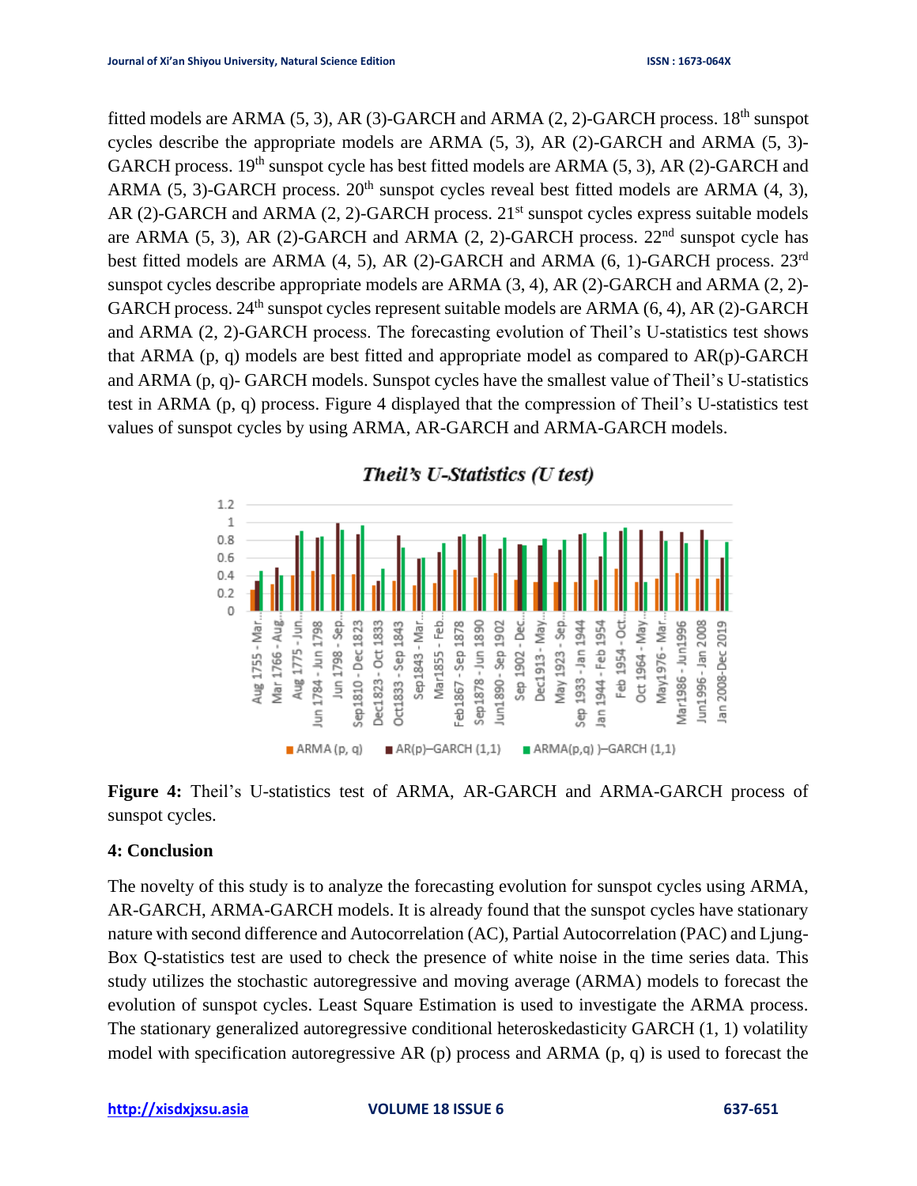fitted models are ARMA (5, 3), AR (3)-GARCH and ARMA (2, 2)-GARCH process. 18th sunspot cycles describe the appropriate models are ARMA (5, 3), AR (2)-GARCH and ARMA (5, 3)-GARCH process. 19th sunspot cycle has best fitted models are ARMA (5, 3), AR (2)-GARCH and ARMA (5, 3)-GARCH process. 20th sunspot cycles reveal best fitted models are ARMA (4, 3), AR (2)-GARCH and ARMA (2, 2)-GARCH process. 21st sunspot cycles express suitable models are ARMA (5, 3), AR (2)-GARCH and ARMA (2, 2)-GARCH process. 22nd sunspot cycle has best fitted models are ARMA (4, 5), AR (2)-GARCH and ARMA (6, 1)-GARCH process. 23rd sunspot cycles describe appropriate models are ARMA (3, 4), AR (2)-GARCH and ARMA (2, 2)-GARCH process. 24th sunspot cycles represent suitable models are ARMA (6, 4), AR (2)-GARCH and ARMA (2, 2)-GARCH process. The forecasting evolution of Theil's U-statistics test shows that ARMA (p, q) models are best fitted and appropriate model as compared to AR(p)-GARCH and ARMA (p, q)- GARCH models. Sunspot cycles have the smallest value of Theil's U-statistics test in ARMA (p, q) process. Figure 4 displayed that the compression of Theil's U-statistics test values of sunspot cycles by using ARMA, AR-GARCH and ARMA-GARCH models.

**Figure 4:** Theil's U-statistics test of ARMA, AR-GARCH and ARMA-GARCH process of sunspot cycles.

## 4: Conclusion

The novelty of this study is to analyze the forecasting evolution for sunspot cycles using ARMA, AR-GARCH, ARMA-GARCH models. It is already found that the sunspot cycles have stationary nature with second difference and Autocorrelation (AC), Partial Autocorrelation (PAC) and Ljung-Box Q-statistics test are used to check the presence of white noise in the time series data. This study utilizes the stochastic autoregressive and moving average (ARMA) models to forecast the evolution of sunspot cycles. Least Square Estimation is used to investigate the ARMA process. The stationary generalized autoregressive conditional heteroskedasticity GARCH (1, 1) volatility model with specification autoregressive AR (p) process and ARMA (p, q) is used to forecast the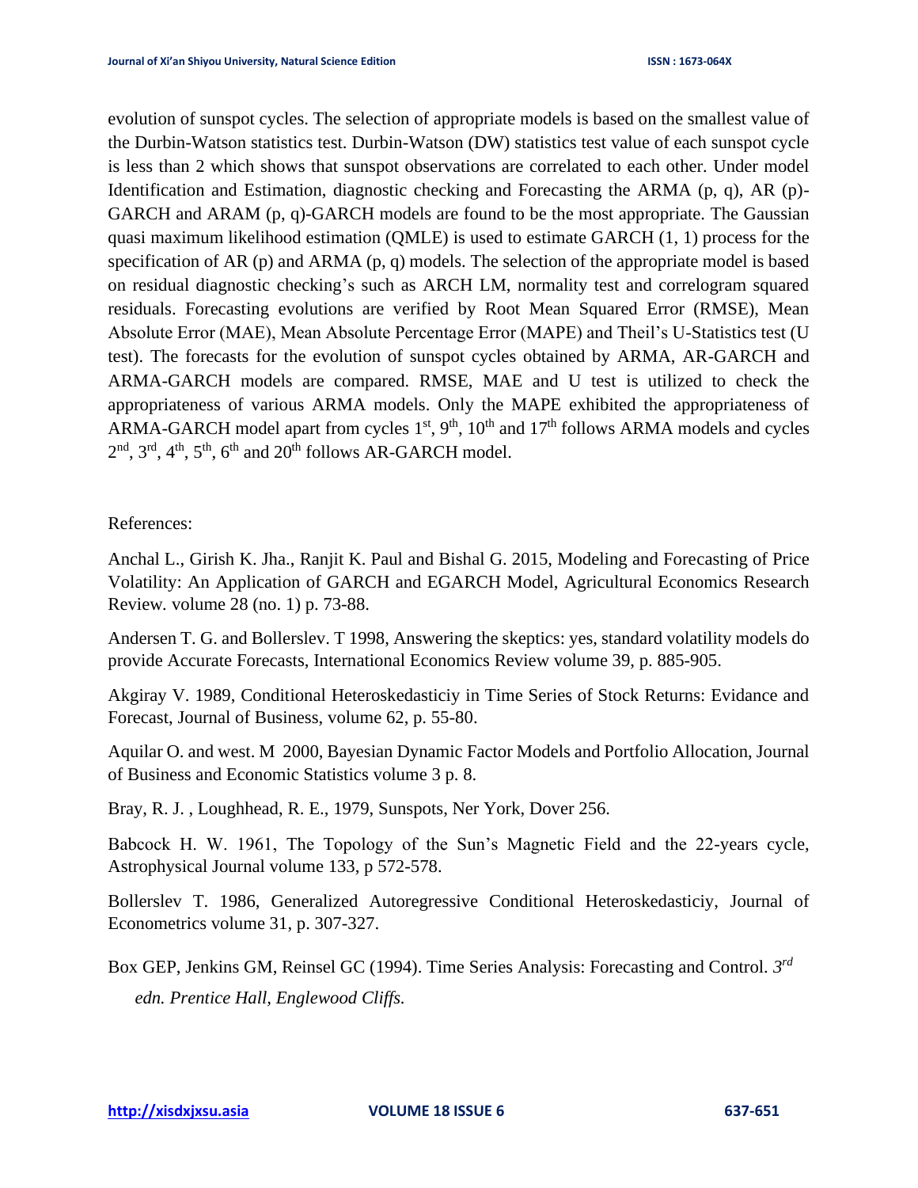evolution of sunspot cycles. The selection of appropriate models is based on the smallest value of the Durbin-Watson statistics test. Durbin-Watson (DW) statistics test value of each sunspot cycle is less than 2 which shows that sunspot observations are correlated to each other. Under model Identification and Estimation, diagnostic checking and Forecasting the ARMA (p, q), AR (p)-GARCH and ARAM (p, q)-GARCH models are found to be the most appropriate. The Gaussian quasi maximum likelihood estimation (QMLE) is used to estimate GARCH (1, 1) process for the specification of AR (p) and ARMA (p, q) models. The selection of the appropriate model is based on residual diagnostic checking's such as ARCH LM, normality test and correlogram squared residuals. Forecasting evolutions are verified by Root Mean Squared Error (RMSE), Mean Absolute Error (MAE), Mean Absolute Percentage Error (MAPE) and Theil's U-Statistics test (U test). The forecasts for the evolution of sunspot cycles obtained by ARMA, AR-GARCH and ARMA-GARCH models are compared. RMSE, MAE and U test is utilized to check the appropriateness of various ARMA models. Only the MAPE exhibited the appropriateness of ARMA-GARCH model apart from cycles 1st, 9th, 10th and 17th follows ARMA models and cycles 2nd, 3rd, 4th, 5th, 6th and 20th follows AR-GARCH model.

References:

Anchal L., Girish K. Jha., Ranjit K. Paul and Bishal G. 2015, Modeling and Forecasting of Price Volatility: An Application of GARCH and EGARCH Model, Agricultural Economics Research Review. volume 28 (no. 1) p. 73-88.

Andersen T. G. and Bollerslev. T 1998, Answering the skeptics: yes, standard volatility models do provide Accurate Forecasts, International Economics Review volume 39, p. 885-905.

Akgiray V. 1989, Conditional Heteroskedasticiy in Time Series of Stock Returns: Evidance and Forecast, Journal of Business, volume 62, p. 55-80.

Aquilar O. and west. M 2000, Bayesian Dynamic Factor Models and Portfolio Allocation, Journal of Business and Economic Statistics volume 3 p. 8.

Bray, R. J. , Loughhead, R. E., 1979, Sunspots, Ner York, Dover 256.

Babcock H. W. 1961, The Topology of the Sun's Magnetic Field and the 22-years cycle, Astrophysical Journal volume 133, p 572-578.

Bollerslev T. 1986, Generalized Autoregressive Conditional Heteroskedasticiy, Journal of Econometrics volume 31, p. 307-327.

Box GEP, Jenkins GM, Reinsel GC (1994). Time Series Analysis: Forecasting and Control. *3rd edn. Prentice Hall, Englewood Cliffs.*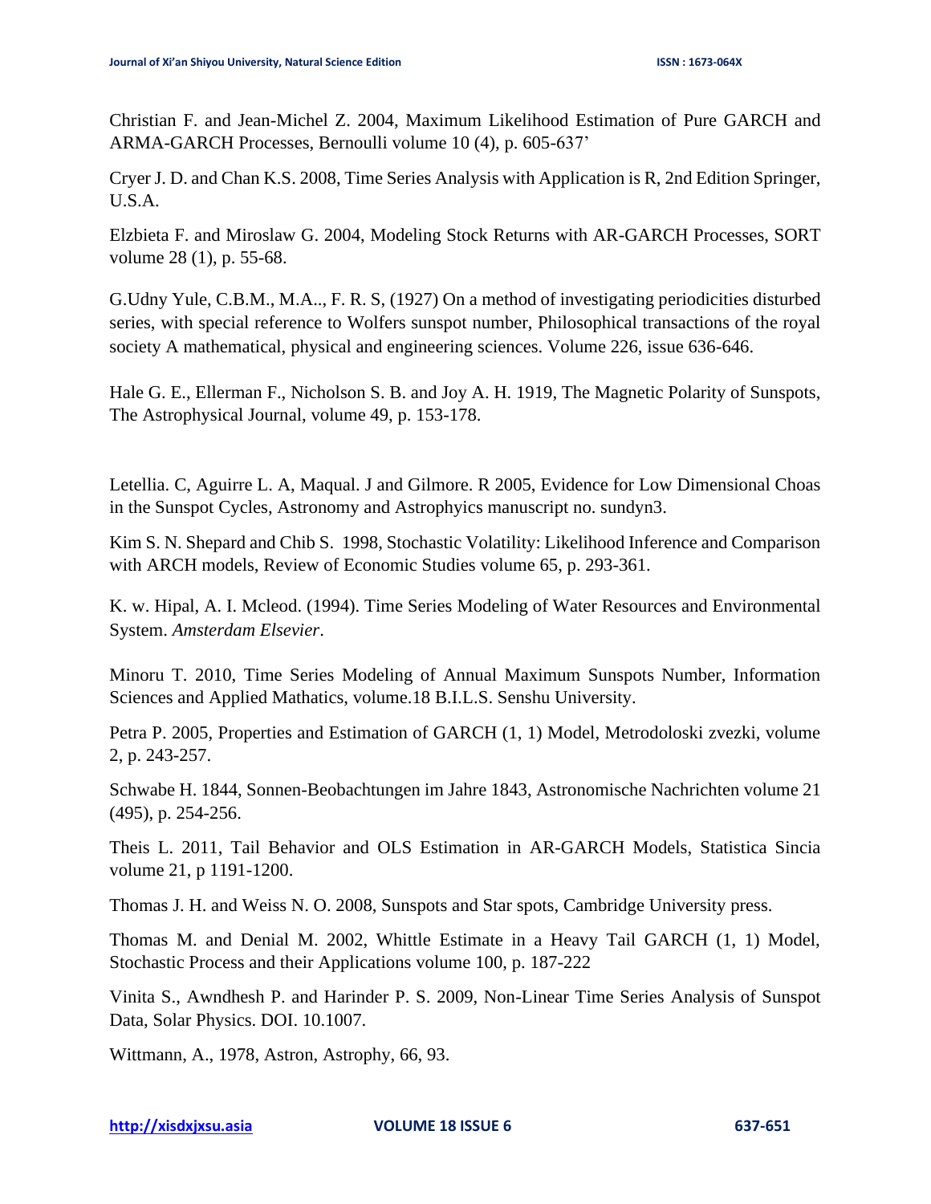Christian F. and Jean-Michel Z. 2004, Maximum Likelihood Estimation of Pure GARCH and ARMA-GARCH Processes, Bernoulli volume 10 (4), p. 605-637'

Cryer J. D. and Chan K.S. 2008, Time Series Analysis with Application is R, 2nd Edition Springer, U.S.A.

Elzbieta F. and Miroslaw G. 2004, Modeling Stock Returns with AR-GARCH Processes, SORT volume 28 (1), p. 55-68.

G.Udny Yule, C.B.M., M.A.., F. R. S, (1927) On a method of investigating periodicities disturbed series, with special reference to Wolfers sunspot number, Philosophical transactions of the royal society A mathematical, physical and engineering sciences. Volume 226, issue 636-646.

Hale G. E., Ellerman F., Nicholson S. B. and Joy A. H. 1919, The Magnetic Polarity of Sunspots, The Astrophysical Journal, volume 49, p. 153-178.

Letellia. C, Aguirre L. A, Maqual. J and Gilmore. R 2005, Evidence for Low Dimensional Choas in the Sunspot Cycles, Astronomy and Astrophyics manuscript no. sundyn3.

Kim S. N. Shepard and Chib S. 1998, Stochastic Volatility: Likelihood Inference and Comparison with ARCH models, Review of Economic Studies volume 65, p. 293-361.

K. w. Hipal, A. I. Mcleod. (1994). Time Series Modeling of Water Resources and Environmental System. *Amsterdam Elsevier*.

Minoru T. 2010, Time Series Modeling of Annual Maximum Sunspots Number, Information Sciences and Applied Mathatics, volume.18 B.I.L.S. Senshu University.

Petra P. 2005, Properties and Estimation of GARCH (1, 1) Model, Metrodoloski zvezki, volume 2, p. 243-257.

Schwabe H. 1844, Sonnen-Beobachtungen im Jahre 1843, Astronomische Nachrichten volume 21 (495), p. 254-256.

Theis L. 2011, Tail Behavior and OLS Estimation in AR-GARCH Models, Statistica Sincia volume 21, p 1191-1200.

Thomas J. H. and Weiss N. O. 2008, Sunspots and Star spots, Cambridge University press.

Thomas M. and Denial M. 2002, Whittle Estimate in a Heavy Tail GARCH (1, 1) Model, Stochastic Process and their Applications volume 100, p. 187-222

Vinita S., Awndhesh P. and Harinder P. S. 2009, Non-Linear Time Series Analysis of Sunspot Data, Solar Physics. DOI. 10.1007.

Wittmann, A., 1978, Astron, Astrophy, 66, 93.